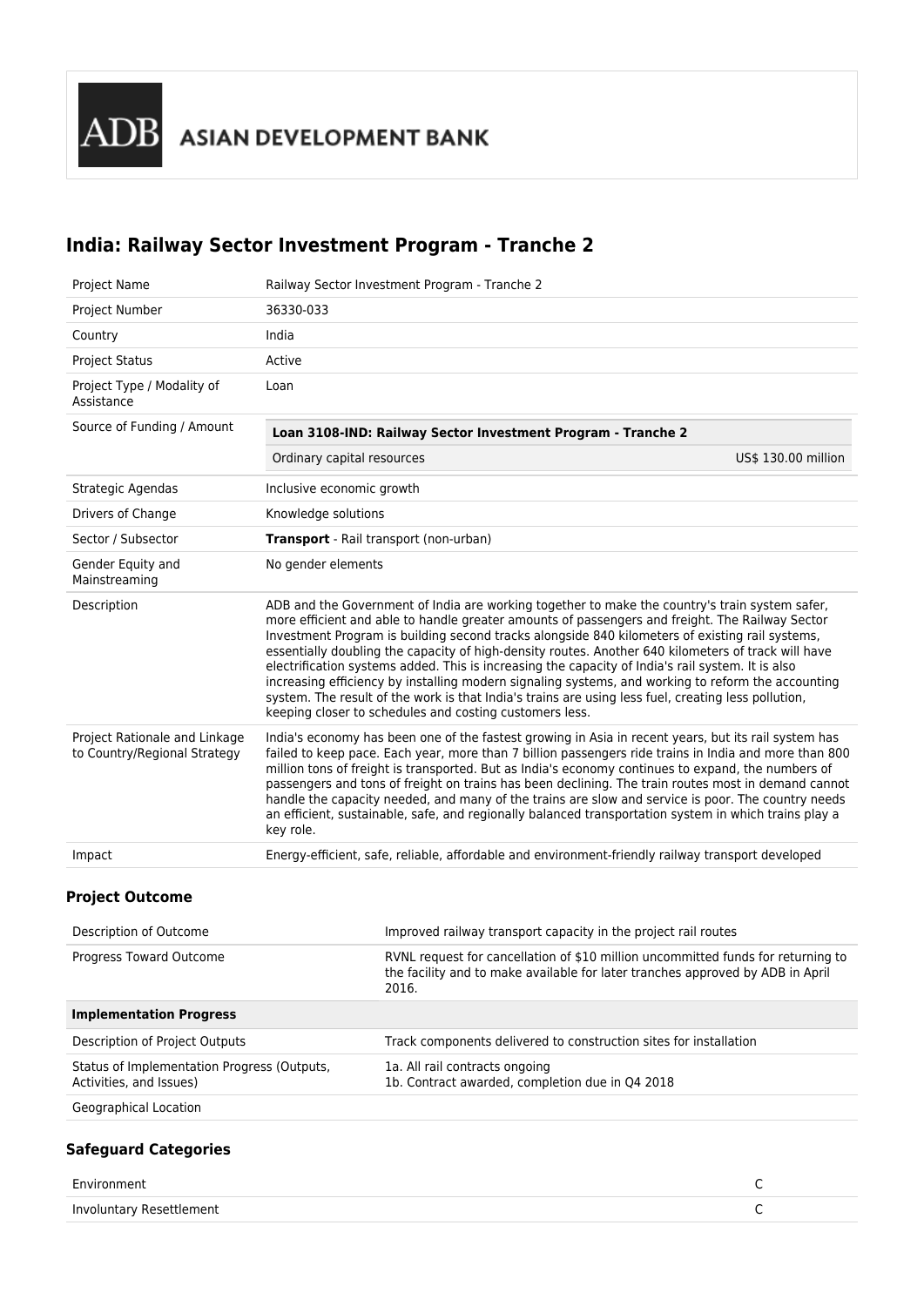ASIAN DEVELOPMENT BANK

# India: Railway Sector Investment Program - Tranche 2

| | |
|---|---|
| Project Name | Railway Sector Investment Program - Tranche 2 |
| Project Number | 36330-033 |
| Country | India |
| Project Status | Active |
| Project Type / Modality of Assistance | Loan |
| Source of Funding / Amount | **Loan 3108-IND: Railway Sector Investment Program - Tranche 2**<br>Ordinary capital resources — US$ 130.00 million |
| Strategic Agendas | Inclusive economic growth |
| Drivers of Change | Knowledge solutions |
| Sector / Subsector | **Transport** - Rail transport (non-urban) |
| Gender Equity and Mainstreaming | No gender elements |
| Description | ADB and the Government of India are working together to make the country's train system safer, more efficient and able to handle greater amounts of passengers and freight. The Railway Sector Investment Program is building second tracks alongside 840 kilometers of existing rail systems, essentially doubling the capacity of high-density routes. Another 640 kilometers of track will have electrification systems added. This is increasing the capacity of India's rail system. It is also increasing efficiency by installing modern signaling systems, and working to reform the accounting system. The result of the work is that India's trains are using less fuel, creating less pollution, keeping closer to schedules and costing customers less. |
| Project Rationale and Linkage to Country/Regional Strategy | India's economy has been one of the fastest growing in Asia in recent years, but its rail system has failed to keep pace. Each year, more than 7 billion passengers ride trains in India and more than 800 million tons of freight is transported. But as India's economy continues to expand, the numbers of passengers and tons of freight on trains has been declining. The train routes most in demand cannot handle the capacity needed, and many of the trains are slow and service is poor. The country needs an efficient, sustainable, safe, and regionally balanced transportation system in which trains play a key role. |
| Impact | Energy-efficient, safe, reliable, affordable and environment-friendly railway transport developed |

### Project Outcome

| | |
|---|---|
| Description of Outcome | Improved railway transport capacity in the project rail routes |
| Progress Toward Outcome | RVNL request for cancellation of $10 million uncommitted funds for returning to the facility and to make available for later tranches approved by ADB in April 2016. |
| **Implementation Progress** | |
| Description of Project Outputs | Track components delivered to construction sites for installation |
| Status of Implementation Progress (Outputs, Activities, and Issues) | 1a. All rail contracts ongoing<br>1b. Contract awarded, completion due in Q4 2018 |
| Geographical Location | |

### Safeguard Categories

| | |
|---|---|
| Environment | C |
| Involuntary Resettlement | C |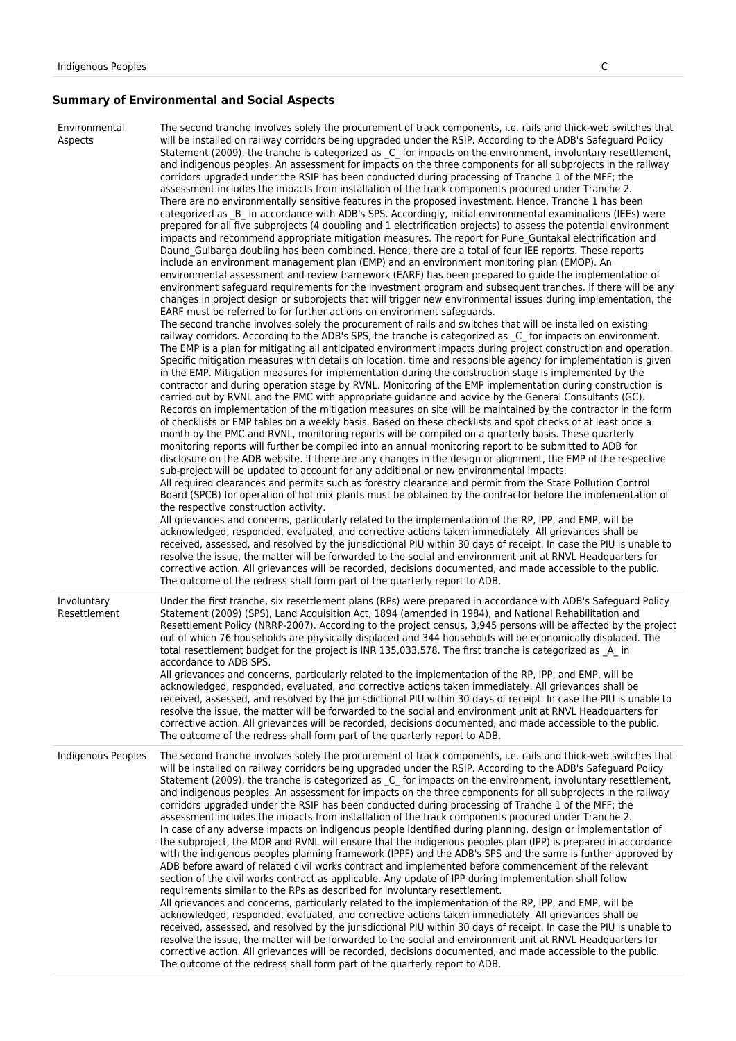| Indigenous Peoples | C |
|---|---|

## Summary of Environmental and Social Aspects

| | |
|---|---|
| Environmental Aspects | The second tranche involves solely the procurement of track components, i.e. rails and thick-web switches that will be installed on railway corridors being upgraded under the RSIP. According to the ADB's Safeguard Policy Statement (2009), the tranche is categorized as _C_ for impacts on the environment, involuntary resettlement, and indigenous peoples. An assessment for impacts on the three components for all subprojects in the railway corridors upgraded under the RSIP has been conducted during processing of Tranche 1 of the MFF; the assessment includes the impacts from installation of the track components procured under Tranche 2. There are no environmentally sensitive features in the proposed investment. Hence, Tranche 1 has been categorized as _B_ in accordance with ADB's SPS. Accordingly, initial environmental examinations (IEEs) were prepared for all five subprojects (4 doubling and 1 electrification projects) to assess the potential environment impacts and recommend appropriate mitigation measures. The report for Pune_Guntakal electrification and Daund_Gulbarga doubling has been combined. Hence, there are a total of four IEE reports. These reports include an environment management plan (EMP) and an environment monitoring plan (EMOP). An environmental assessment and review framework (EARF) has been prepared to guide the implementation of environment safeguard requirements for the investment program and subsequent tranches. If there will be any changes in project design or subprojects that will trigger new environmental issues during implementation, the EARF must be referred to for further actions on environment safeguards.<br>The second tranche involves solely the procurement of rails and switches that will be installed on existing railway corridors. According to the ADB's SPS, the tranche is categorized as _C_ for impacts on environment. The EMP is a plan for mitigating all anticipated environment impacts during project construction and operation. Specific mitigation measures with details on location, time and responsible agency for implementation is given in the EMP. Mitigation measures for implementation during the construction stage is implemented by the contractor and during operation stage by RVNL. Monitoring of the EMP implementation during construction is carried out by RVNL and the PMC with appropriate guidance and advice by the General Consultants (GC). Records on implementation of the mitigation measures on site will be maintained by the contractor in the form of checklists or EMP tables on a weekly basis. Based on these checklists and spot checks of at least once a month by the PMC and RVNL, monitoring reports will be compiled on a quarterly basis. These quarterly monitoring reports will further be compiled into an annual monitoring report to be submitted to ADB for disclosure on the ADB website. If there are any changes in the design or alignment, the EMP of the respective sub-project will be updated to account for any additional or new environmental impacts.<br>All required clearances and permits such as forestry clearance and permit from the State Pollution Control Board (SPCB) for operation of hot mix plants must be obtained by the contractor before the implementation of the respective construction activity.<br>All grievances and concerns, particularly related to the implementation of the RP, IPP, and EMP, will be acknowledged, responded, evaluated, and corrective actions taken immediately. All grievances shall be received, assessed, and resolved by the jurisdictional PIU within 30 days of receipt. In case the PIU is unable to resolve the issue, the matter will be forwarded to the social and environment unit at RNVL Headquarters for corrective action. All grievances will be recorded, decisions documented, and made accessible to the public. The outcome of the redress shall form part of the quarterly report to ADB. |
| Involuntary Resettlement | Under the first tranche, six resettlement plans (RPs) were prepared in accordance with ADB's Safeguard Policy Statement (2009) (SPS), Land Acquisition Act, 1894 (amended in 1984), and National Rehabilitation and Resettlement Policy (NRRP-2007). According to the project census, 3,945 persons will be affected by the project out of which 76 households are physically displaced and 344 households will be economically displaced. The total resettlement budget for the project is INR 135,033,578. The first tranche is categorized as _A_ in accordance with ADB SPS.<br>All grievances and concerns, particularly related to the implementation of the RP, IPP, and EMP, will be acknowledged, responded, evaluated, and corrective actions taken immediately. All grievances shall be received, assessed, and resolved by the jurisdictional PIU within 30 days of receipt. In case the PIU is unable to resolve the issue, the matter will be forwarded to the social and environment unit at RNVL Headquarters for corrective action. All grievances will be recorded, decisions documented, and made accessible to the public. The outcome of the redress shall form part of the quarterly report to ADB. |
| Indigenous Peoples | The second tranche involves solely the procurement of track components, i.e. rails and thick-web switches that will be installed on railway corridors being upgraded under the RSIP. According to the ADB's Safeguard Policy Statement (2009), the tranche is categorized as _C_ for impacts on the environment, involuntary resettlement, and indigenous peoples. An assessment for impacts on the three components for all subprojects in the railway corridors upgraded under the RSIP has been conducted during processing of Tranche 1 of the MFF; the assessment includes the impacts from installation of the track components procured under Tranche 2.<br>In case of any adverse impacts on indigenous people identified during planning, design or implementation of the subproject, the MOR and RVNL will ensure that the indigenous peoples plan (IPP) is prepared in accordance with the indigenous peoples planning framework (IPPF) and the ADB's SPS and the same is further approved by ADB before award of related civil works contract and implemented before commencement of the relevant section of the civil works contract as applicable. Any update of IPP during implementation shall follow requirements similar to the RPs as described for involuntary resettlement.<br>All grievances and concerns, particularly related to the implementation of the RP, IPP, and EMP, will be acknowledged, responded, evaluated, and corrective actions taken immediately. All grievances shall be received, assessed, and resolved by the jurisdictional PIU within 30 days of receipt. In case the PIU is unable to resolve the issue, the matter will be forwarded to the social and environment unit at RNVL Headquarters for corrective action. All grievances will be recorded, decisions documented, and made accessible to the public. The outcome of the redress shall form part of the quarterly report to ADB. |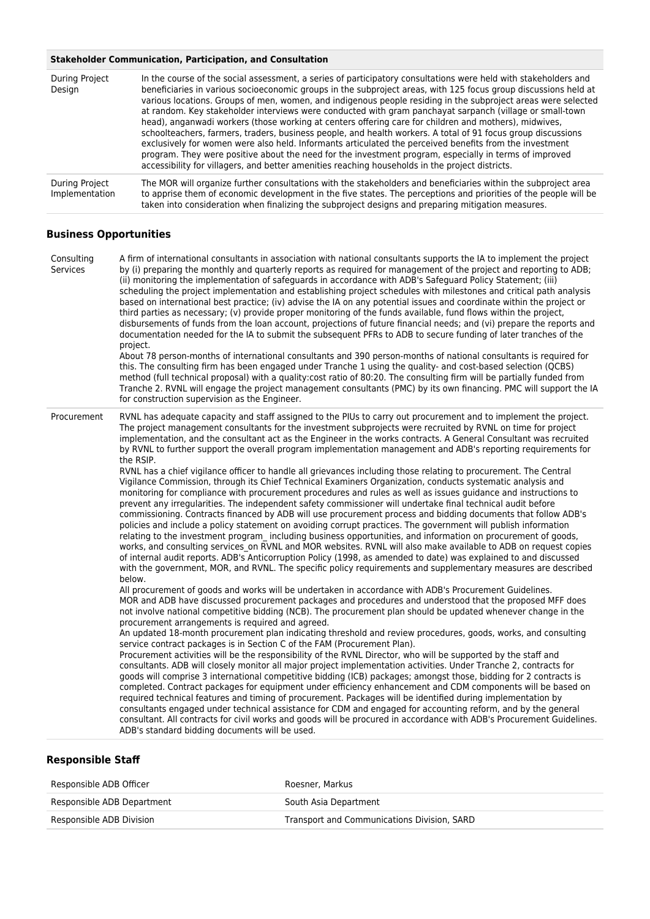| Stakeholder Communication, Participation, and Consultation | |
|---|---|
| During Project Design | In the course of the social assessment, a series of participatory consultations were held with stakeholders and beneficiaries in various socioeconomic groups in the subproject areas, with 125 focus group discussions held at various locations. Groups of men, women, and indigenous people residing in the subproject areas were selected at random. Key stakeholder interviews were conducted with gram panchayat sarpanch (village or small-town head), anganwadi workers (those working at centers offering care for children and mothers), midwives, schoolteachers, farmers, traders, business people, and health workers. A total of 91 focus group discussions exclusively for women were also held. Informants articulated the perceived benefits from the investment program. They were positive about the need for the investment program, especially in terms of improved accessibility for villagers, and better amenities reaching households in the project districts. |
| During Project Implementation | The MOR will organize further consultations with the stakeholders and beneficiaries within the subproject area to apprise them of economic development in the five states. The perceptions and priorities of the people will be taken into consideration when finalizing the subproject designs and preparing mitigation measures. |

## Business Opportunities

| | |
|---|---|
| Consulting Services | A firm of international consultants in association with national consultants supports the IA to implement the project by (i) preparing the monthly and quarterly reports as required for management of the project and reporting to ADB; (ii) monitoring the implementation of safeguards in accordance with ADB's Safeguard Policy Statement; (iii) scheduling the project implementation and establishing project schedules with milestones and critical path analysis based on international best practice; (iv) advise the IA on any potential issues and coordinate within the project or third parties as necessary; (v) provide proper monitoring of the funds available, fund flows within the project, disbursements of funds from the loan account, projections of future financial needs; and (vi) prepare the reports and documentation needed for the IA to submit the subsequent PFRs to ADB to secure funding of later tranches of the project.<br>About 78 person-months of international consultants and 390 person-months of national consultants is required for this. The consulting firm has been engaged under Tranche 1 using the quality- and cost-based selection (QCBS) method (full technical proposal) with a quality:cost ratio of 80:20. The consulting firm will be partially funded from Tranche 2. RVNL will engage the project management consultants (PMC) by its own financing. PMC will support the IA for construction supervision as the Engineer. |
| Procurement | RVNL has adequate capacity and staff assigned to the PIUs to carry out procurement and to implement the project. The project management consultants for the investment subprojects were recruited by RVNL on time for project implementation, and the consultant act as the Engineer in the works contracts. A General Consultant was recruited by RVNL to further support the overall program implementation management and ADB's reporting requirements for the RSIP.<br>RVNL has a chief vigilance officer to handle all grievances including those relating to procurement. The Central Vigilance Commission, through its Chief Technical Examiners Organization, conducts systematic analysis and monitoring for compliance with procurement procedures and rules as well as issues guidance and instructions to prevent any irregularities. The independent safety commissioner will undertake final technical audit before commissioning. Contracts financed by ADB will use procurement process and bidding documents that follow ADB's policies and include a policy statement on avoiding corrupt practices. The government will publish information relating to the investment program_ including business opportunities, and information on procurement of goods, works, and consulting services_on RVNL and MOR websites. RVNL will also make available to ADB on request copies of internal audit reports. ADB's Anticorruption Policy (1998, as amended to date) was explained to and discussed with the government, MOR, and RVNL. The specific policy requirements and supplementary measures are described below.<br>All procurement of goods and works will be undertaken in accordance with ADB's Procurement Guidelines.<br>MOR and ADB have discussed procurement packages and procedures and understood that the proposed MFF does not involve national competitive bidding (NCB). The procurement plan should be updated whenever change in the procurement arrangements is required and agreed.<br>An updated 18-month procurement plan indicating threshold and review procedures, goods, works, and consulting service contract packages is in Section C of the FAM (Procurement Plan).<br>Procurement activities will be the responsibility of the RVNL Director, who will be supported by the staff and consultants. ADB will closely monitor all major project implementation activities. Under Tranche 2, contracts for goods will comprise 3 international competitive bidding (ICB) packages; amongst those, bidding for 2 contracts is completed. Contract packages for equipment under efficiency enhancement and CDM components will be based on required technical features and timing of procurement. Packages will be identified during implementation by consultants engaged under technical assistance for CDM and engaged for accounting reform, and by the general consultant. All contracts for civil works and goods will be procured in accordance with ADB's Procurement Guidelines. ADB's standard bidding documents will be used. |

## Responsible Staff

| | |
|---|---|
| Responsible ADB Officer | Roesner, Markus |
| Responsible ADB Department | South Asia Department |
| Responsible ADB Division | Transport and Communications Division, SARD |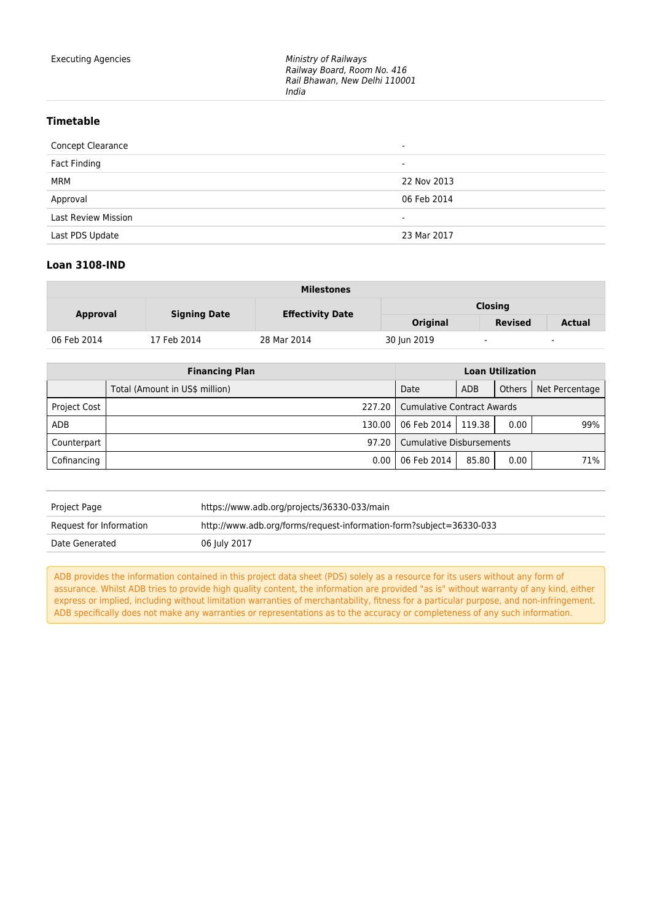| | |
|---|---|
| Executing Agencies | *Ministry of Railways*<br>*Railway Board, Room No. 416*<br>*Rail Bhawan, New Delhi 110001*<br>*India* |

### Timetable

| | |
|---|---|
| Concept Clearance | - |
| Fact Finding | - |
| MRM | 22 Nov 2013 |
| Approval | 06 Feb 2014 |
| Last Review Mission | - |
| Last PDS Update | 23 Mar 2017 |

### Loan 3108-IND

| Milestones | | | | | |
|---|---|---|---|---|---|
| Approval | Signing Date | Effectivity Date | Closing | | |
| | | | Original | Revised | Actual |
| 06 Feb 2014 | 17 Feb 2014 | 28 Mar 2014 | 30 Jun 2019 | - | - |

| Financing Plan | | Loan Utilization | | | |
|---|---|---|---|---|---|
| | Total (Amount in US$ million) | Date | ADB | Others | Net Percentage |
| Project Cost | 227.20 | Cumulative Contract Awards | | | |
| ADB | 130.00 | 06 Feb 2014 | 119.38 | 0.00 | 99% |
| Counterpart | 97.20 | Cumulative Disbursements | | | |
| Cofinancing | 0.00 | 06 Feb 2014 | 85.80 | 0.00 | 71% |

| | |
|---|---|
| Project Page | https://www.adb.org/projects/36330-033/main |
| Request for Information | http://www.adb.org/forms/request-information-form?subject=36330-033 |
| Date Generated | 06 July 2017 |

ADB provides the information contained in this project data sheet (PDS) solely as a resource for its users without any form of assurance. Whilst ADB tries to provide high quality content, the information are provided "as is" without warranty of any kind, either express or implied, including without limitation warranties of merchantability, fitness for a particular purpose, and non-infringement. ADB specifically does not make any warranties or representations as to the accuracy or completeness of any such information.